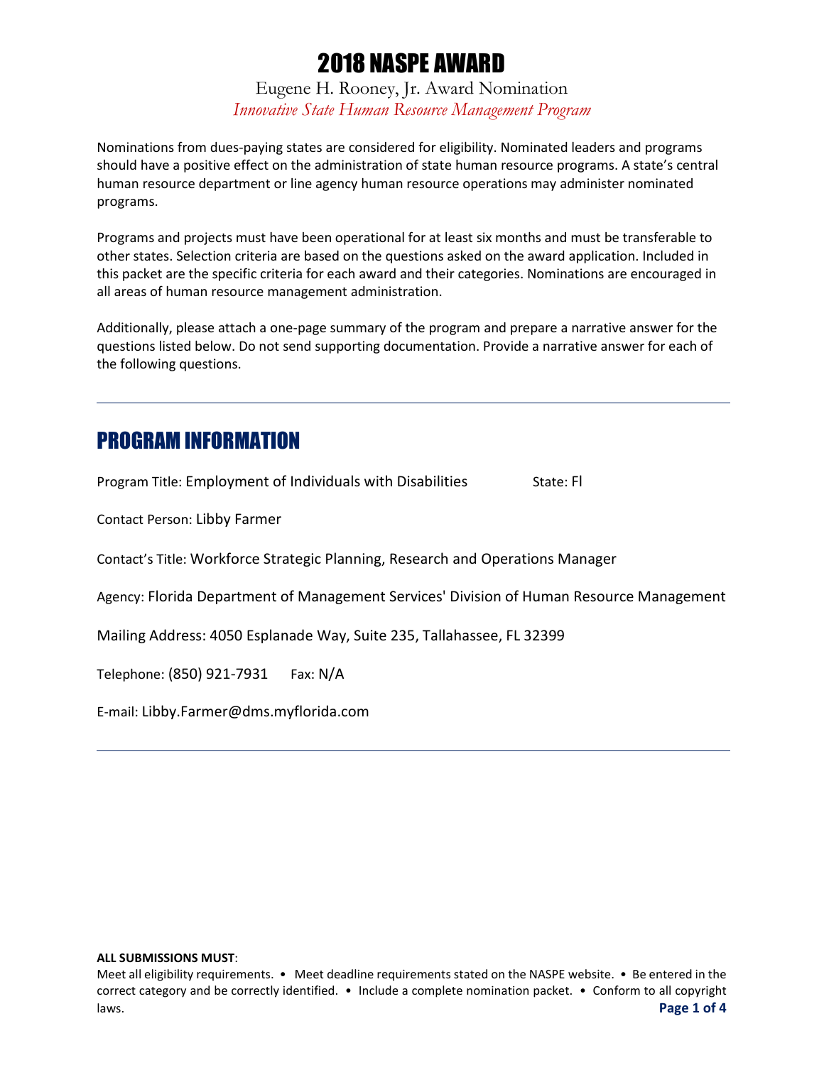# 2018 NASPE AWARD

Eugene H. Rooney, Jr. Award Nomination

*Innovative State Human Resource Management Program*

Nominations from dues-paying states are considered for eligibility. Nominated leaders and programs should have a positive effect on the administration of state human resource programs. A state's central human resource department or line agency human resource operations may administer nominated programs.

Programs and projects must have been operational for at least six months and must be transferable to other states. Selection criteria are based on the questions asked on the award application. Included in this packet are the specific criteria for each award and their categories. Nominations are encouraged in all areas of human resource management administration.

Additionally, please attach a one-page summary of the program and prepare a narrative answer for the questions listed below. Do not send supporting documentation. Provide a narrative answer for each of the following questions.

---

## PROGRAM INFORMATION

Program Title: Employment of Individuals with Disabilities State: Fl

Contact Person: Libby Farmer

Contact's Title: Workforce Strategic Planning, Research and Operations Manager

Agency: Florida Department of Management Services' Division of Human Resource Management

Mailing Address: 4050 Esplanade Way, Suite 235, Tallahassee, FL 32399

Telephone: (850) 921-7931 Fax: N/A

E-mail: Libby.Farmer@dms.myflorida.com

---

**ALL SUBMISSIONS MUST**:

Meet all eligibility requirements. • Meet deadline requirements stated on the NASPE website. • Be entered in the correct category and be correctly identified. • Include a complete nomination packet. • Conform to all copyright laws.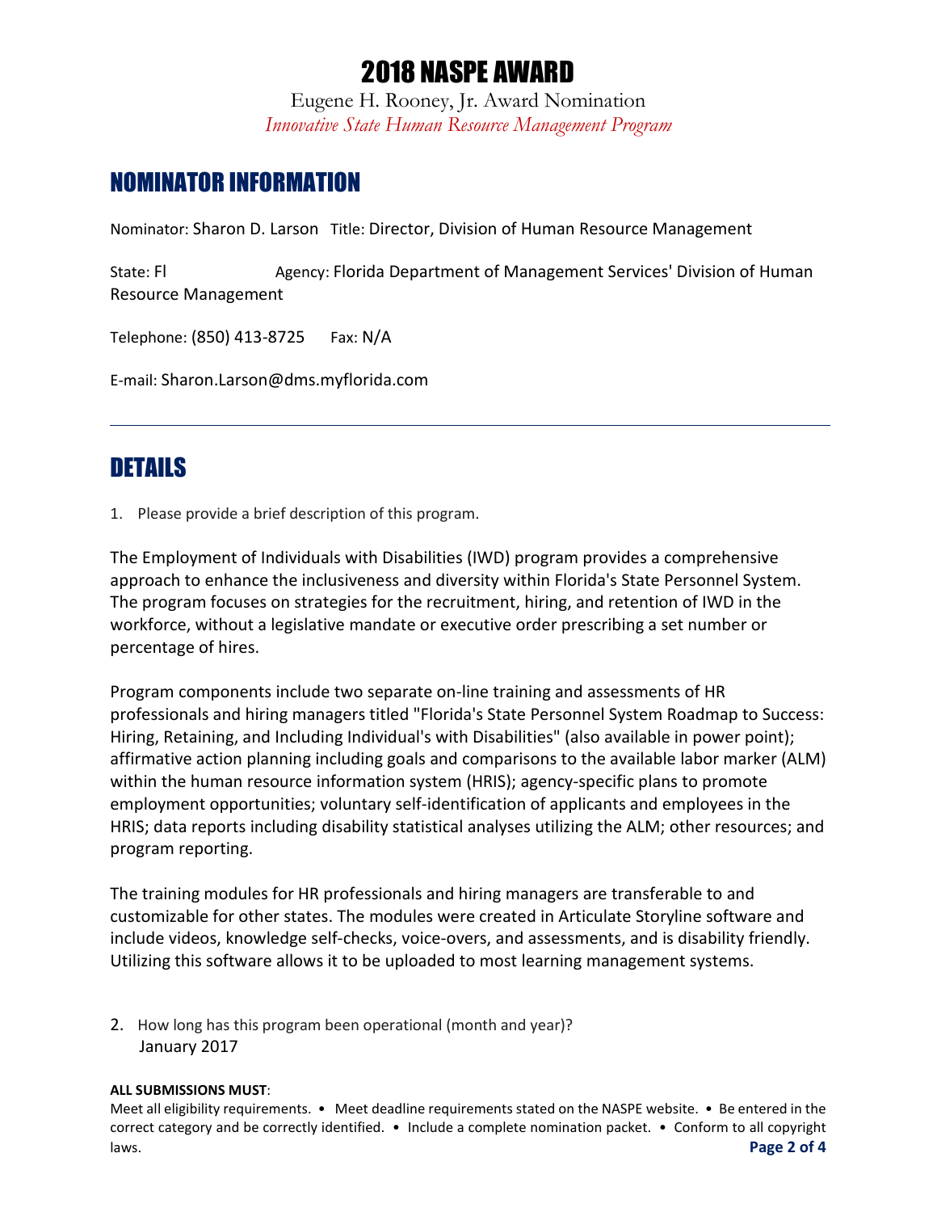# 2018 NASPE AWARD

Eugene H. Rooney, Jr. Award Nomination

*Innovative State Human Resource Management Program*

## NOMINATOR INFORMATION

Nominator: Sharon D. Larson   Title: Director, Division of Human Resource Management

State: Fl   Agency: Florida Department of Management Services' Division of Human Resource Management

Telephone: (850) 413-8725   Fax: N/A

E-mail: Sharon.Larson@dms.myflorida.com

---

## DETAILS

1. Please provide a brief description of this program.

The Employment of Individuals with Disabilities (IWD) program provides a comprehensive approach to enhance the inclusiveness and diversity within Florida's State Personnel System. The program focuses on strategies for the recruitment, hiring, and retention of IWD in the workforce, without a legislative mandate or executive order prescribing a set number or percentage of hires.

Program components include two separate on-line training and assessments of HR professionals and hiring managers titled "Florida's State Personnel System Roadmap to Success: Hiring, Retaining, and Including Individual's with Disabilities" (also available in power point); affirmative action planning including goals and comparisons to the available labor marker (ALM) within the human resource information system (HRIS); agency-specific plans to promote employment opportunities; voluntary self-identification of applicants and employees in the HRIS; data reports including disability statistical analyses utilizing the ALM; other resources; and program reporting.

The training modules for HR professionals and hiring managers are transferable to and customizable for other states. The modules were created in Articulate Storyline software and include videos, knowledge self-checks, voice-overs, and assessments, and is disability friendly. Utilizing this software allows it to be uploaded to most learning management systems.

2. How long has this program been operational (month and year)?
   January 2017

**ALL SUBMISSIONS MUST**:
Meet all eligibility requirements. • Meet deadline requirements stated on the NASPE website. • Be entered in the correct category and be correctly identified. • Include a complete nomination packet. • Conform to all copyright laws.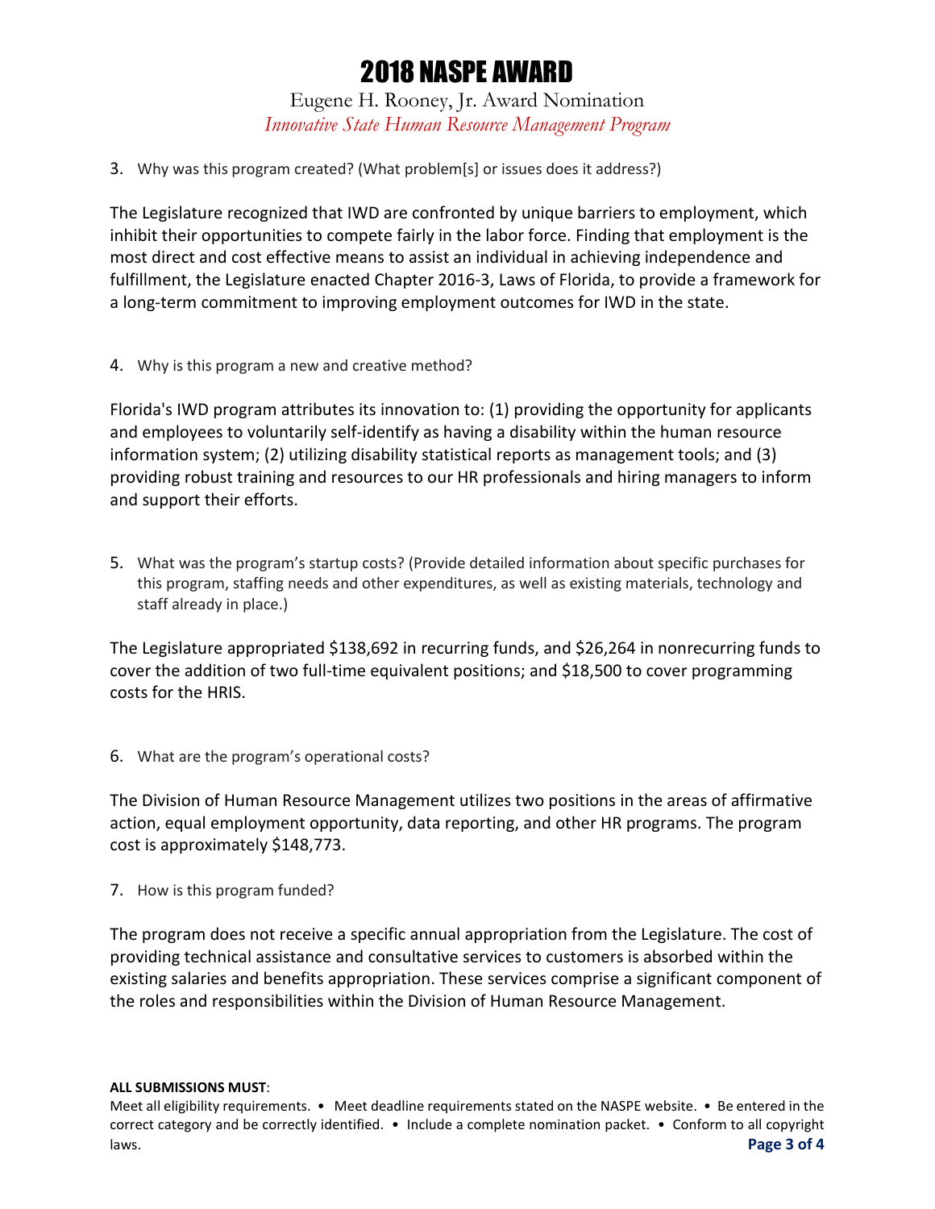3. Why was this program created? (What problem[s] or issues does it address?)

The Legislature recognized that IWD are confronted by unique barriers to employment, which inhibit their opportunities to compete fairly in the labor force. Finding that employment is the most direct and cost effective means to assist an individual in achieving independence and fulfillment, the Legislature enacted Chapter 2016-3, Laws of Florida, to provide a framework for a long-term commitment to improving employment outcomes for IWD in the state.

4. Why is this program a new and creative method?

Florida's IWD program attributes its innovation to: (1) providing the opportunity for applicants and employees to voluntarily self-identify as having a disability within the human resource information system; (2) utilizing disability statistical reports as management tools; and (3) providing robust training and resources to our HR professionals and hiring managers to inform and support their efforts.

5. What was the program's startup costs? (Provide detailed information about specific purchases for this program, staffing needs and other expenditures, as well as existing materials, technology and staff already in place.)

The Legislature appropriated $138,692 in recurring funds, and $26,264 in nonrecurring funds to cover the addition of two full-time equivalent positions; and $18,500 to cover programming costs for the HRIS.

6. What are the program's operational costs?

The Division of Human Resource Management utilizes two positions in the areas of affirmative action, equal employment opportunity, data reporting, and other HR programs. The program cost is approximately $148,773.

7. How is this program funded?

The program does not receive a specific annual appropriation from the Legislature. The cost of providing technical assistance and consultative services to customers is absorbed within the existing salaries and benefits appropriation. These services comprise a significant component of the roles and responsibilities within the Division of Human Resource Management.

**ALL SUBMISSIONS MUST**:
Meet all eligibility requirements. • Meet deadline requirements stated on the NASPE website. • Be entered in the correct category and be correctly identified. • Include a complete nomination packet. • Conform to all copyright laws.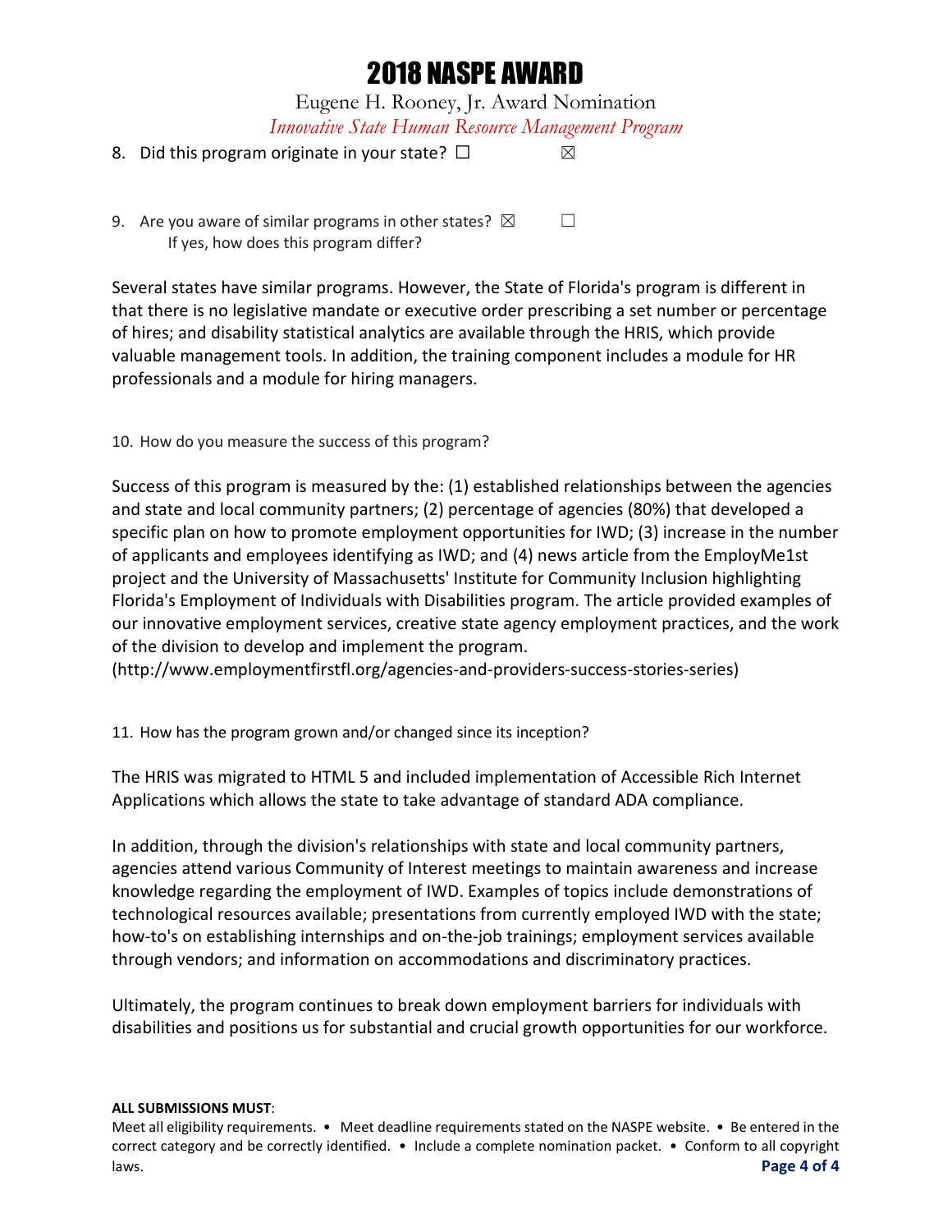# 2018 NASPE AWARD

Eugene H. Rooney, Jr. Award Nomination

*Innovative State Human Resource Management Program*

8. Did this program originate in your state? ☐ ☒

9. Are you aware of similar programs in other states? ☒ ☐
   If yes, how does this program differ?

Several states have similar programs. However, the State of Florida's program is different in that there is no legislative mandate or executive order prescribing a set number or percentage of hires; and disability statistical analytics are available through the HRIS, which provide valuable management tools. In addition, the training component includes a module for HR professionals and a module for hiring managers.

10. How do you measure the success of this program?

Success of this program is measured by the: (1) established relationships between the agencies and state and local community partners; (2) percentage of agencies (80%) that developed a specific plan on how to promote employment opportunities for IWD; (3) increase in the number of applicants and employees identifying as IWD; and (4) news article from the EmployMe1st project and the University of Massachusetts' Institute for Community Inclusion highlighting Florida's Employment of Individuals with Disabilities program. The article provided examples of our innovative employment services, creative state agency employment practices, and the work of the division to develop and implement the program.
(http://www.employmentfirstfl.org/agencies-and-providers-success-stories-series)

11. How has the program grown and/or changed since its inception?

The HRIS was migrated to HTML 5 and included implementation of Accessible Rich Internet Applications which allows the state to take advantage of standard ADA compliance.

In addition, through the division's relationships with state and local community partners, agencies attend various Community of Interest meetings to maintain awareness and increase knowledge regarding the employment of IWD. Examples of topics include demonstrations of technological resources available; presentations from currently employed IWD with the state; how-to's on establishing internships and on-the-job trainings; employment services available through vendors; and information on accommodations and discriminatory practices.

Ultimately, the program continues to break down employment barriers for individuals with disabilities and positions us for substantial and crucial growth opportunities for our workforce.

**ALL SUBMISSIONS MUST**:
Meet all eligibility requirements. • Meet deadline requirements stated on the NASPE website. • Be entered in the correct category and be correctly identified. • Include a complete nomination packet. • Conform to all copyright laws.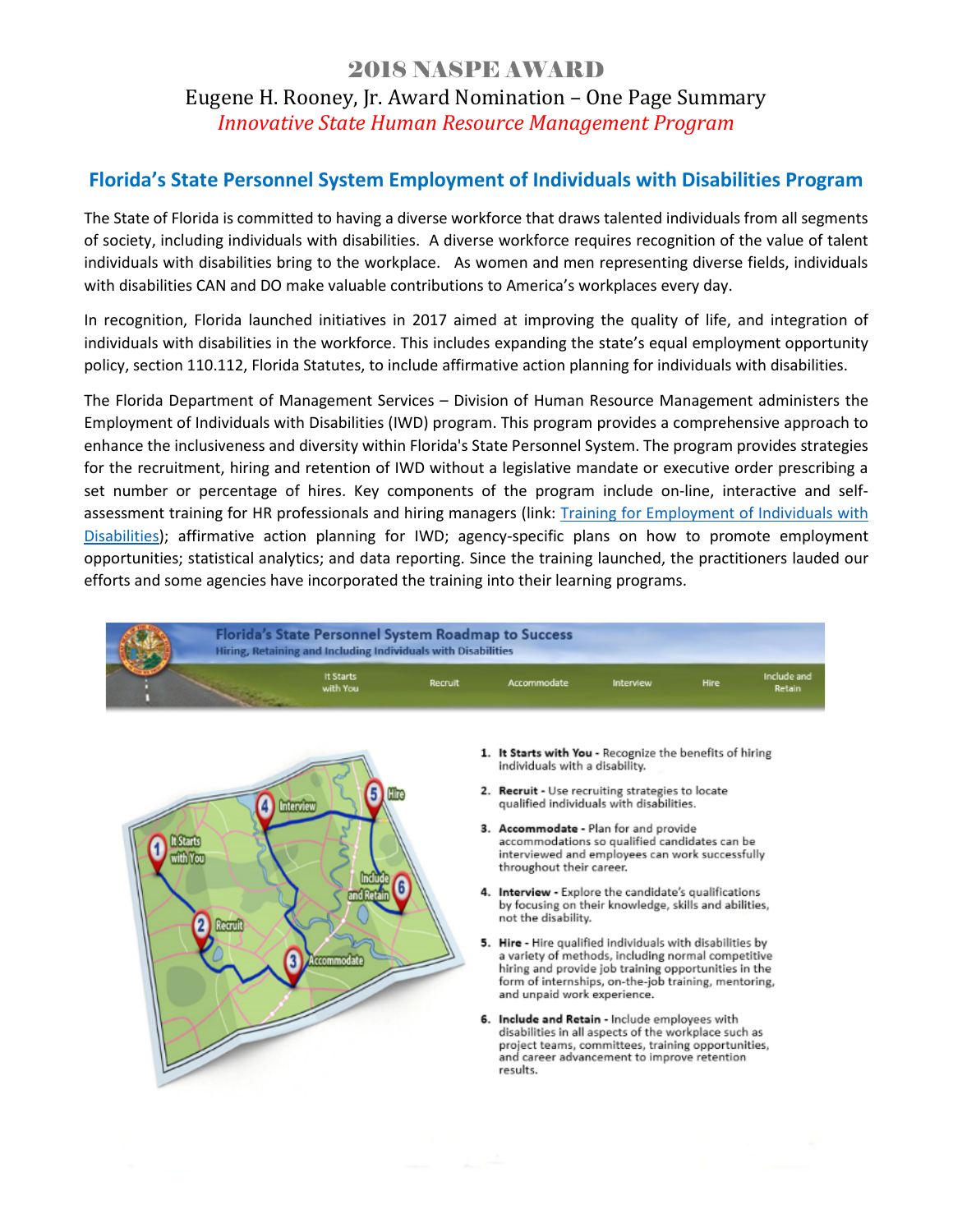# 2018 NASPE AWARD

## Eugene H. Rooney, Jr. Award Nomination – One Page Summary

*Innovative State Human Resource Management Program*

## Florida's State Personnel System Employment of Individuals with Disabilities Program

The State of Florida is committed to having a diverse workforce that draws talented individuals from all segments of society, including individuals with disabilities. A diverse workforce requires recognition of the value of talent individuals with disabilities bring to the workplace. As women and men representing diverse fields, individuals with disabilities CAN and DO make valuable contributions to America's workplaces every day.

In recognition, Florida launched initiatives in 2017 aimed at improving the quality of life, and integration of individuals with disabilities in the workforce. This includes expanding the state's equal employment opportunity policy, section 110.112, Florida Statutes, to include affirmative action planning for individuals with disabilities.

The Florida Department of Management Services – Division of Human Resource Management administers the Employment of Individuals with Disabilities (IWD) program. This program provides a comprehensive approach to enhance the inclusiveness and diversity within Florida's State Personnel System. The program provides strategies for the recruitment, hiring and retention of IWD without a legislative mandate or executive order prescribing a set number or percentage of hires. Key components of the program include on-line, interactive and self-assessment training for HR professionals and hiring managers (link: Training for Employment of Individuals with Disabilities); affirmative action planning for IWD; agency-specific plans on how to promote employment opportunities; statistical analytics; and data reporting. Since the training launched, the practitioners lauded our efforts and some agencies have incorporated the training into their learning programs.

**Florida's State Personnel System Roadmap to Success**
Hiring, Retaining and Including Individuals with Disabilities

It Starts with You | Recruit | Accommodate | Interview | Hire | Include and Retain

1 It Starts with You
2 Recruit
3 Accommodate
4 Interview
5 Hire
6 Include and Retain

1. **It Starts with You** - Recognize the benefits of hiring individuals with a disability.
2. **Recruit** - Use recruiting strategies to locate qualified individuals with disabilities.
3. **Accommodate** - Plan for and provide accommodations so qualified candidates can be interviewed and employees can work successfully throughout their career.
4. **Interview** - Explore the candidate's qualifications by focusing on their knowledge, skills and abilities, not the disability.
5. **Hire** - Hire qualified individuals with disabilities by a variety of methods, including normal competitive hiring and provide job training opportunities in the form of internships, on-the-job training, mentoring, and unpaid work experience.
6. **Include and Retain** - Include employees with disabilities in all aspects of the workplace such as project teams, committees, training opportunities, and career advancement to improve retention results.